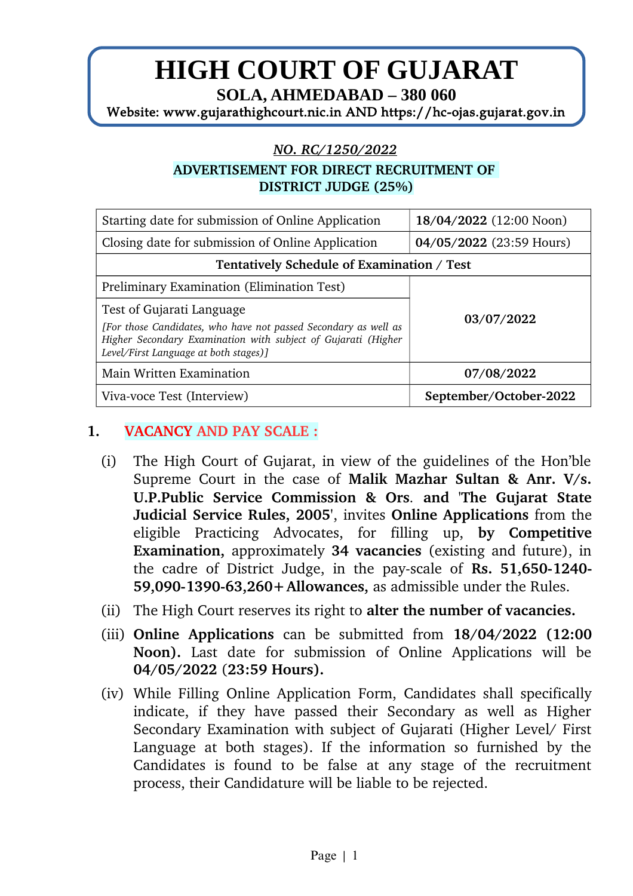# HIGH COURT OF GUJARAT

## SOLA, AHMEDABAD – 380 060

**Website: www.gujarathighcourt.nic.in AND https://hc-ojas.gujarat.gov.in**

***NO. RC/1250/2022***

**ADVERTISEMENT FOR DIRECT RECRUITMENT OF DISTRICT JUDGE (25%)**

| Starting date for submission of Online Application | **18/04/2022** (12:00 Noon) |
|---|---|
| Closing date for submission of Online Application | **04/05/2022** (23:59 Hours) |
| **Tentatively Schedule of Examination / Test** | |
| Preliminary Examination (Elimination Test) | **03/07/2022** |
| Test of Gujarati Language *[For those Candidates, who have not passed Secondary as well as Higher Secondary Examination with subject of Gujarati (Higher Level/First Language at both stages)]* | **03/07/2022** |
| Main Written Examination | **07/08/2022** |
| Viva-voce Test (Interview) | **September/October-2022** |

## 1. VACANCY AND PAY SCALE :

(i) The High Court of Gujarat, in view of the guidelines of the Hon'ble Supreme Court in the case of **Malik Mazhar Sultan & Anr. V/s. U.P.Public Service Commission & Ors**. **and 'The Gujarat State Judicial Service Rules, 2005'**, invites **Online Applications** from the eligible Practicing Advocates, for filling up, **by Competitive Examination,** approximately **34 vacancies** (existing and future), in the cadre of District Judge, in the pay-scale of **Rs. 51,650-1240-59,090-1390-63,260+Allowances,** as admissible under the Rules.

(ii) The High Court reserves its right to **alter the number of vacancies.**

(iii) **Online Applications** can be submitted from **18/04/2022 (12:00 Noon).** Last date for submission of Online Applications will be **04/05/2022 (23:59 Hours).**

(iv) While Filling Online Application Form, Candidates shall specifically indicate, if they have passed their Secondary as well as Higher Secondary Examination with subject of Gujarati (Higher Level/ First Language at both stages). If the information so furnished by the Candidates is found to be false at any stage of the recruitment process, their Candidature will be liable to be rejected.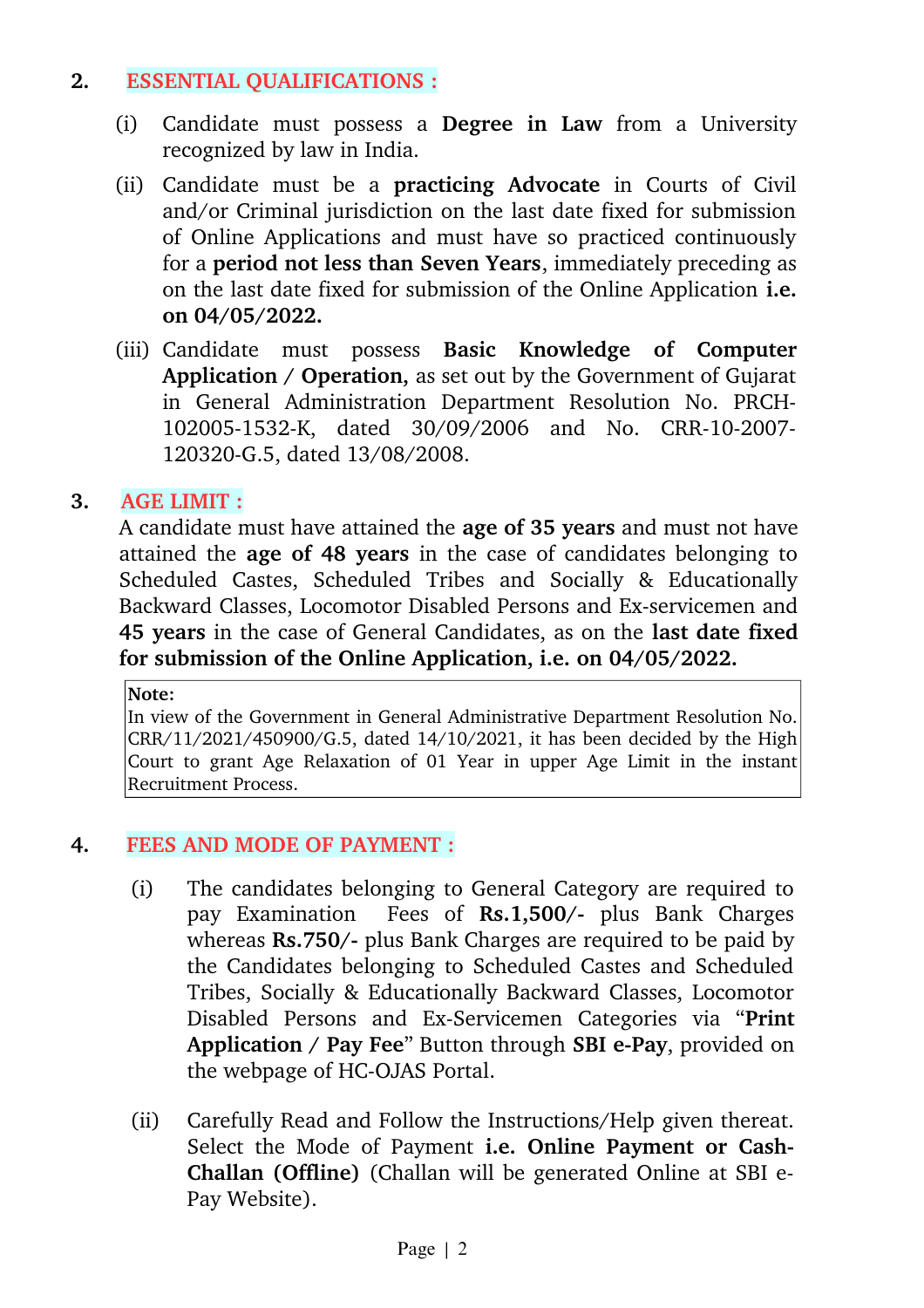## 2. ESSENTIAL QUALIFICATIONS :

(i) Candidate must possess a **Degree in Law** from a University recognized by law in India.

(ii) Candidate must be a **practicing Advocate** in Courts of Civil and/or Criminal jurisdiction on the last date fixed for submission of Online Applications and must have so practiced continuously for a **period not less than Seven Years**, immediately preceding as on the last date fixed for submission of the Online Application **i.e. on 04/05/2022.**

(iii) Candidate must possess **Basic Knowledge of Computer Application / Operation,** as set out by the Government of Gujarat in General Administration Department Resolution No. PRCH-102005-1532-K, dated 30/09/2006 and No. CRR-10-2007-120320-G.5, dated 13/08/2008.

## 3. AGE LIMIT :

A candidate must have attained the **age of 35 years** and must not have attained the **age of 48 years** in the case of candidates belonging to Scheduled Castes, Scheduled Tribes and Socially & Educationally Backward Classes, Locomotor Disabled Persons and Ex-servicemen and **45 years** in the case of General Candidates, as on the **last date fixed for submission of the Online Application, i.e. on 04/05/2022.**

> **Note:**
> In view of the Government in General Administrative Department Resolution No. CRR/11/2021/450900/G.5, dated 14/10/2021, it has been decided by the High Court to grant Age Relaxation of 01 Year in upper Age Limit in the instant Recruitment Process.

## 4. FEES AND MODE OF PAYMENT :

(i) The candidates belonging to General Category are required to pay Examination Fees of **Rs.1,500/-** plus Bank Charges whereas **Rs.750/-** plus Bank Charges are required to be paid by the Candidates belonging to Scheduled Castes and Scheduled Tribes, Socially & Educationally Backward Classes, Locomotor Disabled Persons and Ex-Servicemen Categories via "**Print Application / Pay Fee**" Button through **SBI e-Pay**, provided on the webpage of HC-OJAS Portal.

(ii) Carefully Read and Follow the Instructions/Help given thereat. Select the Mode of Payment **i.e. Online Payment or Cash-Challan (Offline)** (Challan will be generated Online at SBI e-Pay Website).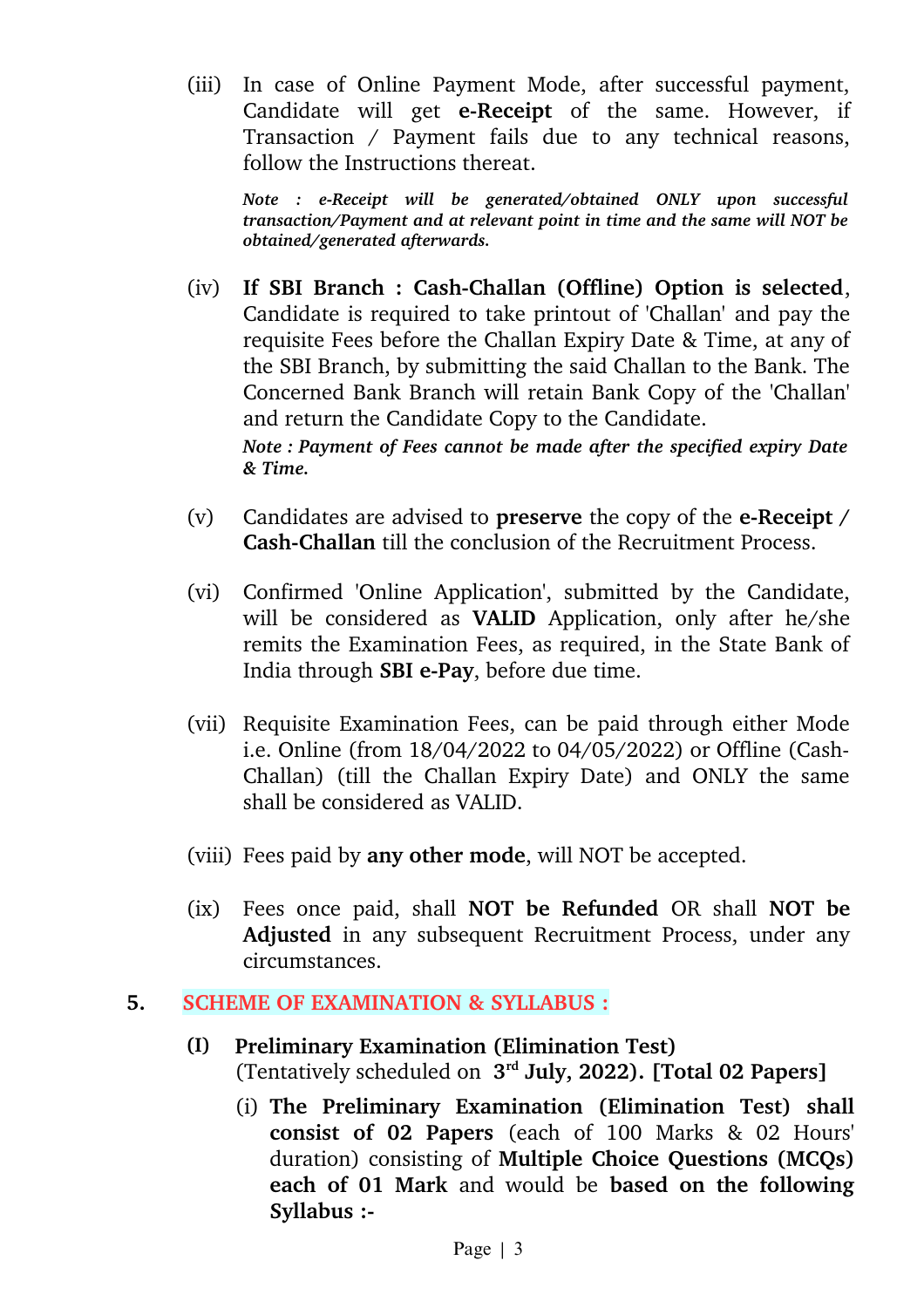(iii) In case of Online Payment Mode, after successful payment, Candidate will get **e-Receipt** of the same. However, if Transaction / Payment fails due to any technical reasons, follow the Instructions thereat.

***Note : e-Receipt will be generated/obtained ONLY upon successful transaction/Payment and at relevant point in time and the same will NOT be obtained/generated afterwards.***

(iv) **If SBI Branch : Cash-Challan (Offline) Option is selected**, Candidate is required to take printout of 'Challan' and pay the requisite Fees before the Challan Expiry Date & Time, at any of the SBI Branch, by submitting the said Challan to the Bank. The Concerned Bank Branch will retain Bank Copy of the 'Challan' and return the Candidate Copy to the Candidate.

***Note : Payment of Fees cannot be made after the specified expiry Date & Time.***

(v) Candidates are advised to **preserve** the copy of the **e-Receipt / Cash-Challan** till the conclusion of the Recruitment Process.

(vi) Confirmed 'Online Application', submitted by the Candidate, will be considered as **VALID** Application, only after he/she remits the Examination Fees, as required, in the State Bank of India through **SBI e-Pay**, before due time.

(vii) Requisite Examination Fees, can be paid through either Mode i.e. Online (from 18/04/2022 to 04/05/2022) or Offline (Cash-Challan) (till the Challan Expiry Date) and ONLY the same shall be considered as VALID.

(viii) Fees paid by **any other mode**, will NOT be accepted.

(ix) Fees once paid, shall **NOT be Refunded** OR shall **NOT be Adjusted** in any subsequent Recruitment Process, under any circumstances.

## 5. SCHEME OF EXAMINATION & SYLLABUS :

**(I) Preliminary Examination (Elimination Test)**
(Tentatively scheduled on **3rd July, 2022). [Total 02 Papers]**

(i) **The Preliminary Examination (Elimination Test) shall consist of 02 Papers** (each of 100 Marks & 02 Hours' duration) consisting of **Multiple Choice Questions (MCQs) each of 01 Mark** and would be **based on the following Syllabus :-**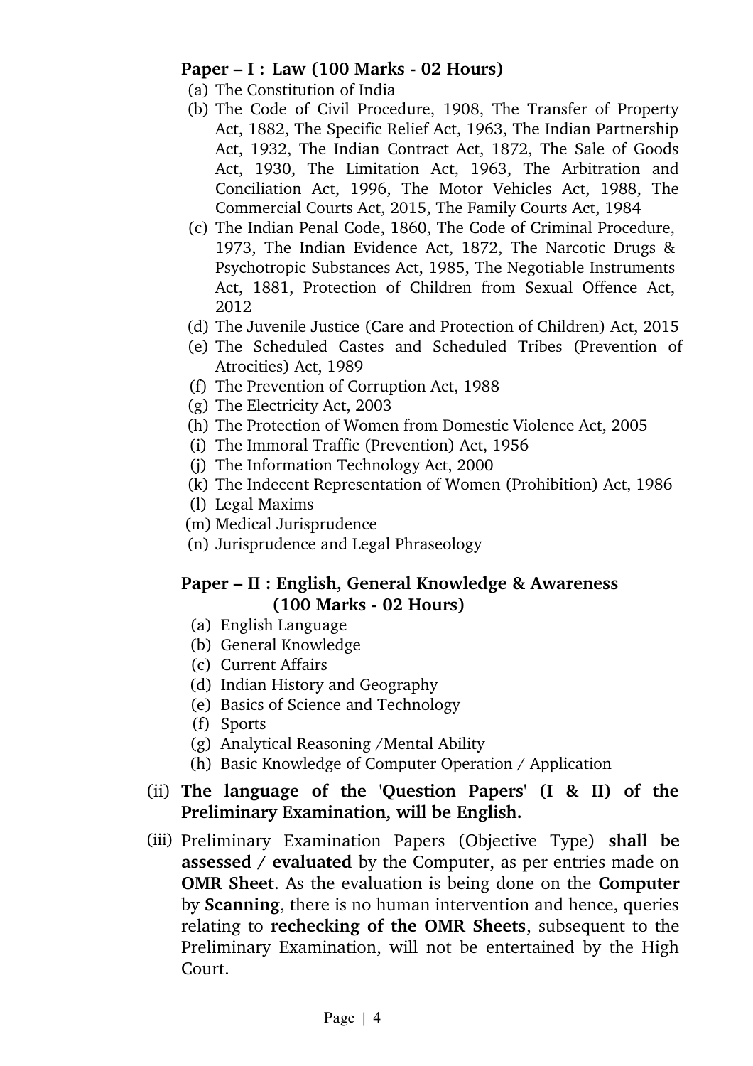**Paper – I : Law (100 Marks - 02 Hours)**

(a) The Constitution of India
(b) The Code of Civil Procedure, 1908, The Transfer of Property Act, 1882, The Specific Relief Act, 1963, The Indian Partnership Act, 1932, The Indian Contract Act, 1872, The Sale of Goods Act, 1930, The Limitation Act, 1963, The Arbitration and Conciliation Act, 1996, The Motor Vehicles Act, 1988, The Commercial Courts Act, 2015, The Family Courts Act, 1984
(c) The Indian Penal Code, 1860, The Code of Criminal Procedure, 1973, The Indian Evidence Act, 1872, The Narcotic Drugs & Psychotropic Substances Act, 1985, The Negotiable Instruments Act, 1881, Protection of Children from Sexual Offence Act, 2012
(d) The Juvenile Justice (Care and Protection of Children) Act, 2015
(e) The Scheduled Castes and Scheduled Tribes (Prevention of Atrocities) Act, 1989
(f) The Prevention of Corruption Act, 1988
(g) The Electricity Act, 2003
(h) The Protection of Women from Domestic Violence Act, 2005
(i) The Immoral Traffic (Prevention) Act, 1956
(j) The Information Technology Act, 2000
(k) The Indecent Representation of Women (Prohibition) Act, 1986
(l) Legal Maxims
(m) Medical Jurisprudence
(n) Jurisprudence and Legal Phraseology

**Paper – II : English, General Knowledge & Awareness (100 Marks - 02 Hours)**

(a) English Language
(b) General Knowledge
(c) Current Affairs
(d) Indian History and Geography
(e) Basics of Science and Technology
(f) Sports
(g) Analytical Reasoning /Mental Ability
(h) Basic Knowledge of Computer Operation / Application

(ii) **The language of the 'Question Papers' (I & II) of the Preliminary Examination, will be English.**

(iii) Preliminary Examination Papers (Objective Type) **shall be assessed / evaluated** by the Computer, as per entries made on **OMR Sheet**. As the evaluation is being done on the **Computer** by **Scanning**, there is no human intervention and hence, queries relating to **rechecking of the OMR Sheets**, subsequent to the Preliminary Examination, will not be entertained by the High Court.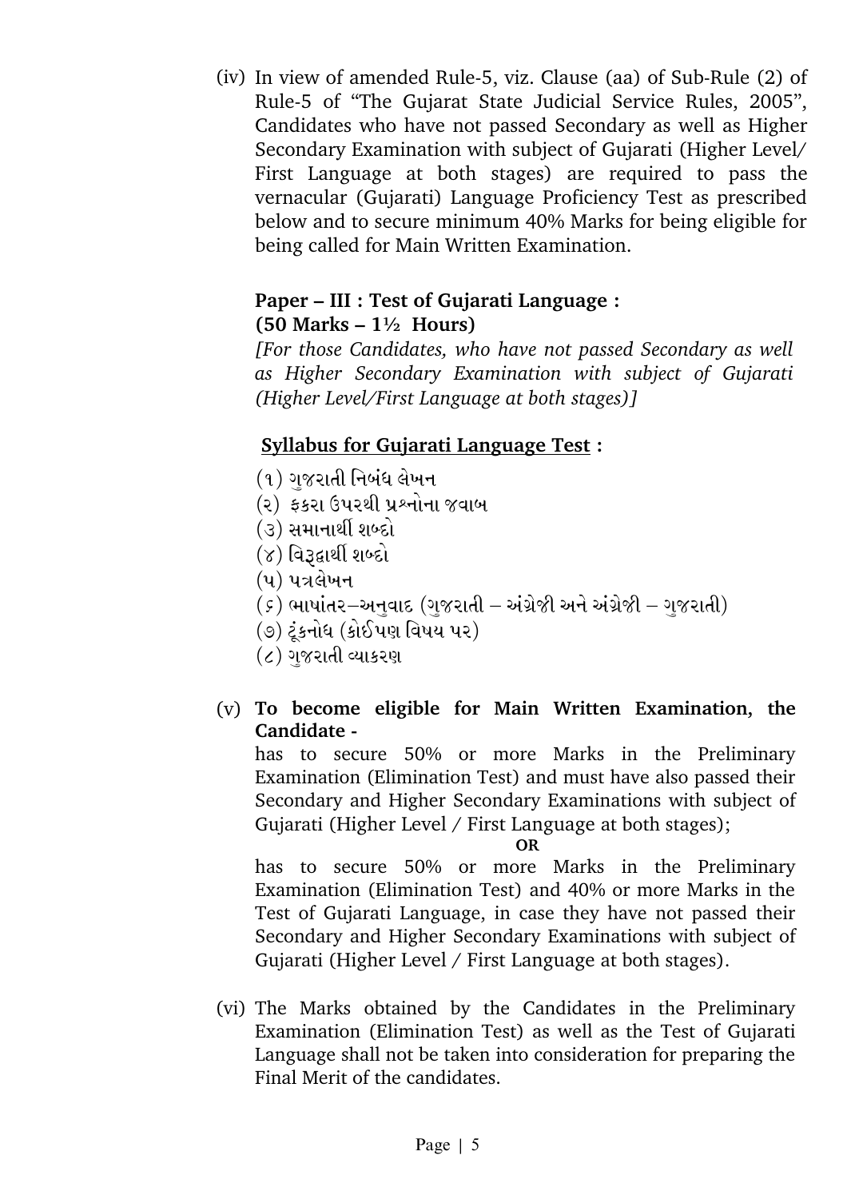(iv) In view of amended Rule-5, viz. Clause (aa) of Sub-Rule (2) of Rule-5 of "The Gujarat State Judicial Service Rules, 2005", Candidates who have not passed Secondary as well as Higher Secondary Examination with subject of Gujarati (Higher Level/ First Language at both stages) are required to pass the vernacular (Gujarati) Language Proficiency Test as prescribed below and to secure minimum 40% Marks for being eligible for being called for Main Written Examination.

**Paper – III : Test of Gujarati Language :**
**(50 Marks – 1½ Hours)**

*[For those Candidates, who have not passed Secondary as well as Higher Secondary Examination with subject of Gujarati (Higher Level/First Language at both stages)]*

**<u>Syllabus for Gujarati Language Test</u> :**

(૧) ગુજરાતી નિબંધ લેખન
(૨) ફકરા ઉપરથી પ્રશ્નોના જવાબ
(૩) સમાનાર્થી શબ્દો
(૪) વિરૂદ્ધાર્થી શબ્દો
(૫) પત્રલેખન
(૬) ભાષાંતર–અનુવાદ (ગુજરાતી – અંગ્રેજી અને અંગ્રેજી – ગુજરાતી)
(૭) ટૂંકનોંધ (કોઈપણ વિષય પર)
(૮) ગુજરાતી વ્યાકરણ

(v) **To become eligible for Main Written Examination, the Candidate -**

has to secure 50% or more Marks in the Preliminary Examination (Elimination Test) and must have also passed their Secondary and Higher Secondary Examinations with subject of Gujarati (Higher Level / First Language at both stages);

**OR**

has to secure 50% or more Marks in the Preliminary Examination (Elimination Test) and 40% or more Marks in the Test of Gujarati Language, in case they have not passed their Secondary and Higher Secondary Examinations with subject of Gujarati (Higher Level / First Language at both stages).

(vi) The Marks obtained by the Candidates in the Preliminary Examination (Elimination Test) as well as the Test of Gujarati Language shall not be taken into consideration for preparing the Final Merit of the candidates.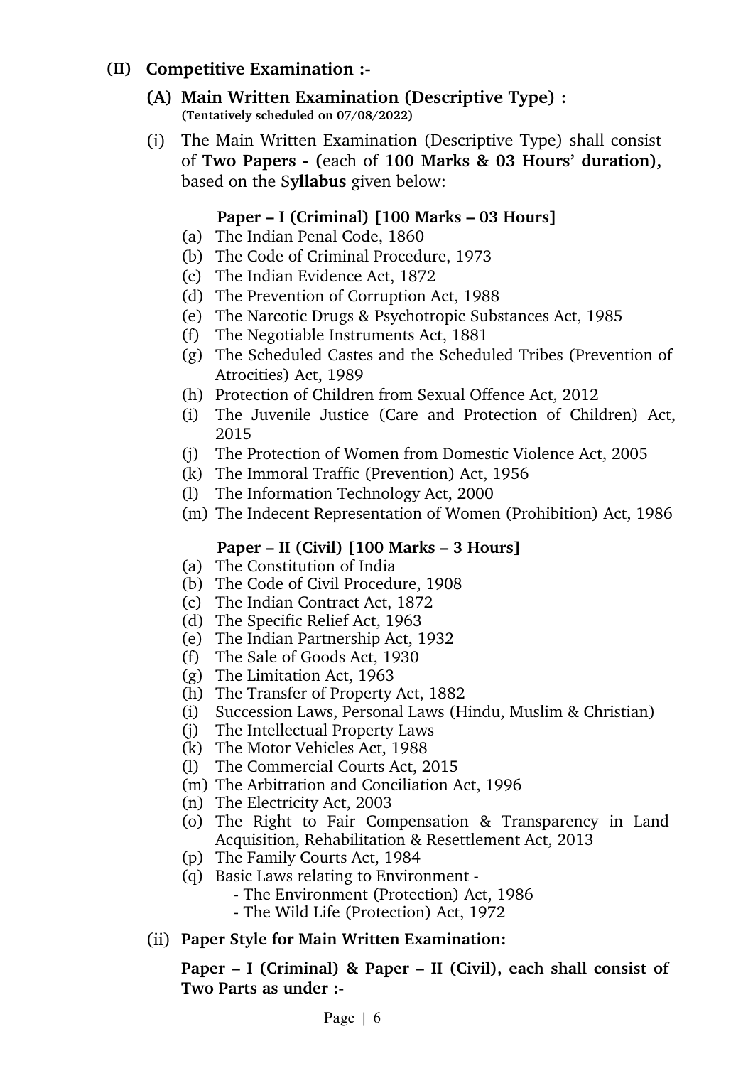## (II) Competitive Examination :-

### (A) Main Written Examination (Descriptive Type) :

**(Tentatively scheduled on 07/08/2022)**

(i) The Main Written Examination (Descriptive Type) shall consist of **Two Papers - (**each of **100 Marks & 03 Hours' duration),** based on the S**yllabus** given below:

**Paper – I (Criminal) [100 Marks – 03 Hours]**

(a) The Indian Penal Code, 1860
(b) The Code of Criminal Procedure, 1973
(c) The Indian Evidence Act, 1872
(d) The Prevention of Corruption Act, 1988
(e) The Narcotic Drugs & Psychotropic Substances Act, 1985
(f) The Negotiable Instruments Act, 1881
(g) The Scheduled Castes and the Scheduled Tribes (Prevention of Atrocities) Act, 1989
(h) Protection of Children from Sexual Offence Act, 2012
(i) The Juvenile Justice (Care and Protection of Children) Act, 2015
(j) The Protection of Women from Domestic Violence Act, 2005
(k) The Immoral Traffic (Prevention) Act, 1956
(l) The Information Technology Act, 2000
(m) The Indecent Representation of Women (Prohibition) Act, 1986

**Paper – II (Civil) [100 Marks – 3 Hours]**

(a) The Constitution of India
(b) The Code of Civil Procedure, 1908
(c) The Indian Contract Act, 1872
(d) The Specific Relief Act, 1963
(e) The Indian Partnership Act, 1932
(f) The Sale of Goods Act, 1930
(g) The Limitation Act, 1963
(h) The Transfer of Property Act, 1882
(i) Succession Laws, Personal Laws (Hindu, Muslim & Christian)
(j) The Intellectual Property Laws
(k) The Motor Vehicles Act, 1988
(l) The Commercial Courts Act, 2015
(m) The Arbitration and Conciliation Act, 1996
(n) The Electricity Act, 2003
(o) The Right to Fair Compensation & Transparency in Land Acquisition, Rehabilitation & Resettlement Act, 2013
(p) The Family Courts Act, 1984
(q) Basic Laws relating to Environment -
  - The Environment (Protection) Act, 1986
  - The Wild Life (Protection) Act, 1972

(ii) **Paper Style for Main Written Examination:**

**Paper – I (Criminal) & Paper – II (Civil), each shall consist of Two Parts as under :-**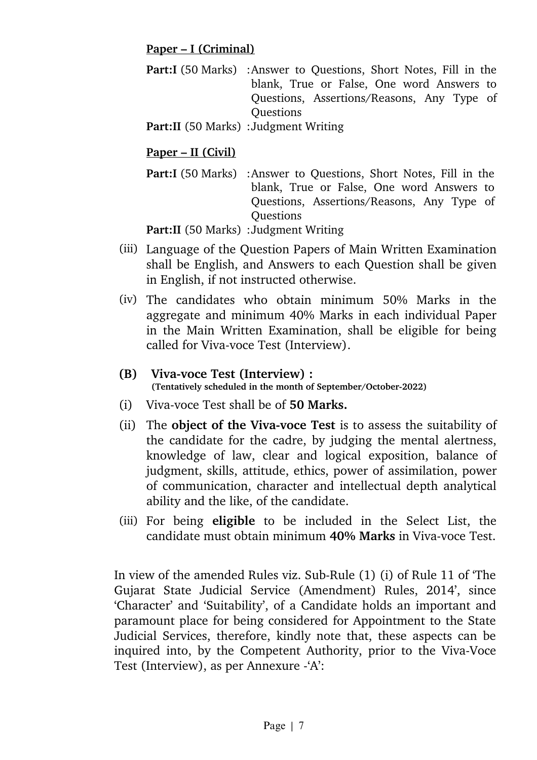**<u>Paper – I (Criminal)</u>**

**Part:I** (50 Marks) : Answer to Questions, Short Notes, Fill in the blank, True or False, One word Answers to Questions, Assertions/Reasons, Any Type of Questions

**Part:II** (50 Marks) : Judgment Writing

**<u>Paper – II (Civil)</u>**

**Part:I** (50 Marks) : Answer to Questions, Short Notes, Fill in the blank, True or False, One word Answers to Questions, Assertions/Reasons, Any Type of Questions

**Part:II** (50 Marks) : Judgment Writing

(iii) Language of the Question Papers of Main Written Examination shall be English, and Answers to each Question shall be given in English, if not instructed otherwise.

(iv) The candidates who obtain minimum 50% Marks in the aggregate and minimum 40% Marks in each individual Paper in the Main Written Examination, shall be eligible for being called for Viva-voce Test (Interview).

**(B) Viva-voce Test (Interview) :**
**(Tentatively scheduled in the month of September/October-2022)**

(i) Viva-voce Test shall be of **50 Marks.**

(ii) The **object of the Viva-voce Test** is to assess the suitability of the candidate for the cadre, by judging the mental alertness, knowledge of law, clear and logical exposition, balance of judgment, skills, attitude, ethics, power of assimilation, power of communication, character and intellectual depth analytical ability and the like, of the candidate.

(iii) For being **eligible** to be included in the Select List, the candidate must obtain minimum **40% Marks** in Viva-voce Test.

In view of the amended Rules viz. Sub-Rule (1) (i) of Rule 11 of 'The Gujarat State Judicial Service (Amendment) Rules, 2014', since 'Character' and 'Suitability', of a Candidate holds an important and paramount place for being considered for Appointment to the State Judicial Services, therefore, kindly note that, these aspects can be inquired into, by the Competent Authority, prior to the Viva-Voce Test (Interview), as per Annexure -'A':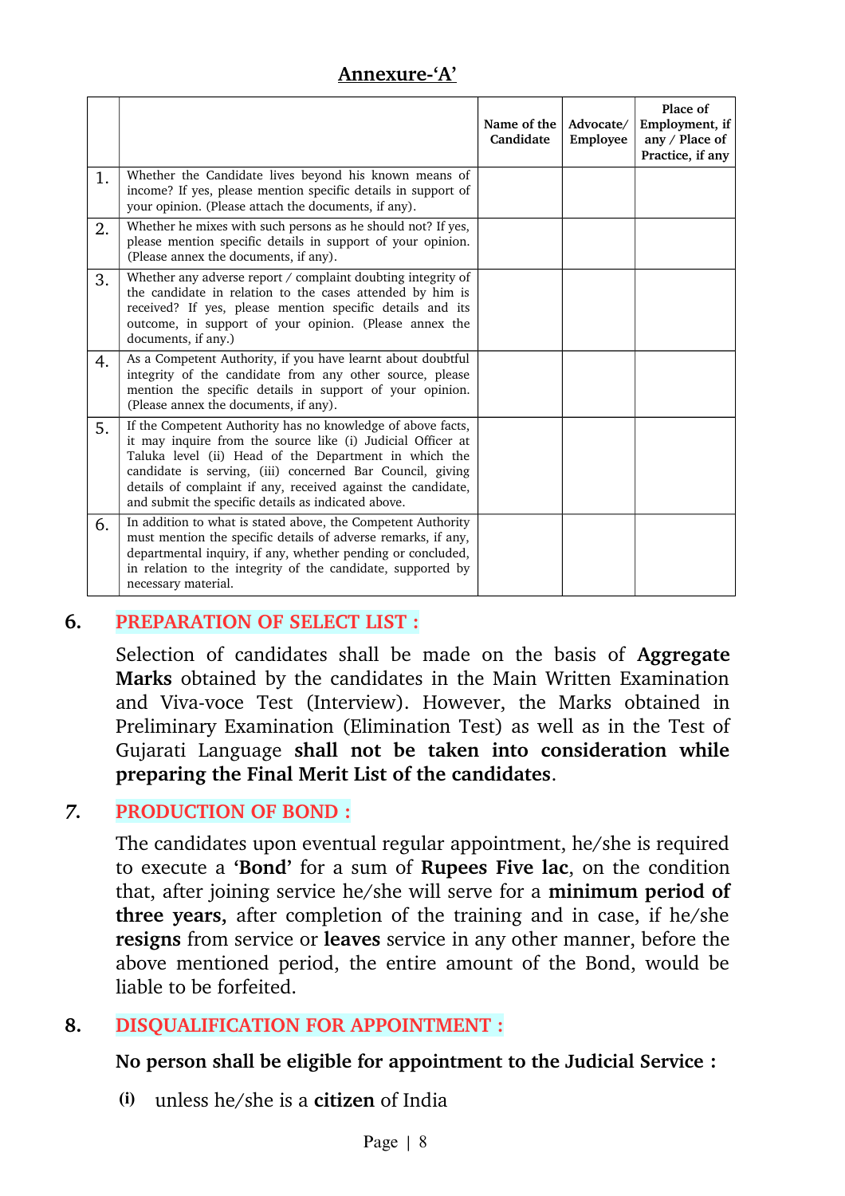## Annexure-'A'

| | | Name of the Candidate | Advocate/ Employee | Place of Employment, if any / Place of Practice, if any |
|---|---|---|---|---|
| 1. | Whether the Candidate lives beyond his known means of income? If yes, please mention specific details in support of your opinion. (Please attach the documents, if any). | | | |
| 2. | Whether he mixes with such persons as he should not? If yes, please mention specific details in support of your opinion. (Please annex the documents, if any). | | | |
| 3. | Whether any adverse report / complaint doubting integrity of the candidate in relation to the cases attended by him is received? If yes, please mention specific details and its outcome, in support of your opinion. (Please annex the documents, if any.) | | | |
| 4. | As a Competent Authority, if you have learnt about doubtful integrity of the candidate from any other source, please mention the specific details in support of your opinion. (Please annex the documents, if any). | | | |
| 5. | If the Competent Authority has no knowledge of above facts, it may inquire from the source like (i) Judicial Officer at Taluka level (ii) Head of the Department in which the candidate is serving, (iii) concerned Bar Council, giving details of complaint if any, received against the candidate, and submit the specific details as indicated above. | | | |
| 6. | In addition to what is stated above, the Competent Authority must mention the specific details of adverse remarks, if any, departmental inquiry, if any, whether pending or concluded, in relation to the integrity of the candidate, supported by necessary material. | | | |

### 6. PREPARATION OF SELECT LIST :

Selection of candidates shall be made on the basis of **Aggregate Marks** obtained by the candidates in the Main Written Examination and Viva-voce Test (Interview). However, the Marks obtained in Preliminary Examination (Elimination Test) as well as in the Test of Gujarati Language **shall not be taken into consideration while preparing the Final Merit List of the candidates**.

### 7. PRODUCTION OF BOND :

The candidates upon eventual regular appointment, he/she is required to execute a **'Bond'** for a sum of **Rupees Five lac**, on the condition that, after joining service he/she will serve for a **minimum period of three years,** after completion of the training and in case, if he/she **resigns** from service or **leaves** service in any other manner, before the above mentioned period, the entire amount of the Bond, would be liable to be forfeited.

### 8. DISQUALIFICATION FOR APPOINTMENT :

**No person shall be eligible for appointment to the Judicial Service :**

**(i)** unless he/she is a **citizen** of India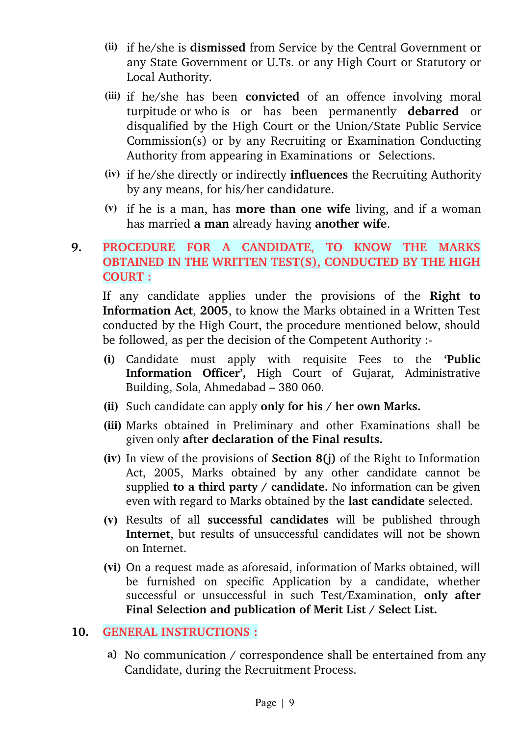(ii) if he/she is **dismissed** from Service by the Central Government or any State Government or U.Ts. or any High Court or Statutory or Local Authority.

(iii) if he/she has been **convicted** of an offence involving moral turpitude or who is or has been permanently **debarred** or disqualified by the High Court or the Union/State Public Service Commission(s) or by any Recruiting or Examination Conducting Authority from appearing in Examinations or Selections.

(iv) if he/she directly or indirectly **influences** the Recruiting Authority by any means, for his/her candidature.

(v) if he is a man, has **more than one wife** living, and if a woman has married **a man** already having **another wife**.

## 9. PROCEDURE FOR A CANDIDATE, TO KNOW THE MARKS OBTAINED IN THE WRITTEN TEST(S), CONDUCTED BY THE HIGH COURT :

If any candidate applies under the provisions of the **Right to Information Act**, **2005**, to know the Marks obtained in a Written Test conducted by the High Court, the procedure mentioned below, should be followed, as per the decision of the Competent Authority :-

**(i)** Candidate must apply with requisite Fees to the **'Public Information Officer',** High Court of Gujarat, Administrative Building, Sola, Ahmedabad – 380 060.

**(ii)** Such candidate can apply **only for his / her own Marks.**

**(iii)** Marks obtained in Preliminary and other Examinations shall be given only **after declaration of the Final results.**

**(iv)** In view of the provisions of **Section 8(j)** of the Right to Information Act, 2005, Marks obtained by any other candidate cannot be supplied **to a third party / candidate.** No information can be given even with regard to Marks obtained by the **last candidate** selected.

**(v)** Results of all **successful candidates** will be published through **Internet**, but results of unsuccessful candidates will not be shown on Internet.

**(vi)** On a request made as aforesaid, information of Marks obtained, will be furnished on specific Application by a candidate, whether successful or unsuccessful in such Test/Examination, **only after Final Selection and publication of Merit List / Select List.**

## 10. GENERAL INSTRUCTIONS :

a) No communication / correspondence shall be entertained from any Candidate, during the Recruitment Process.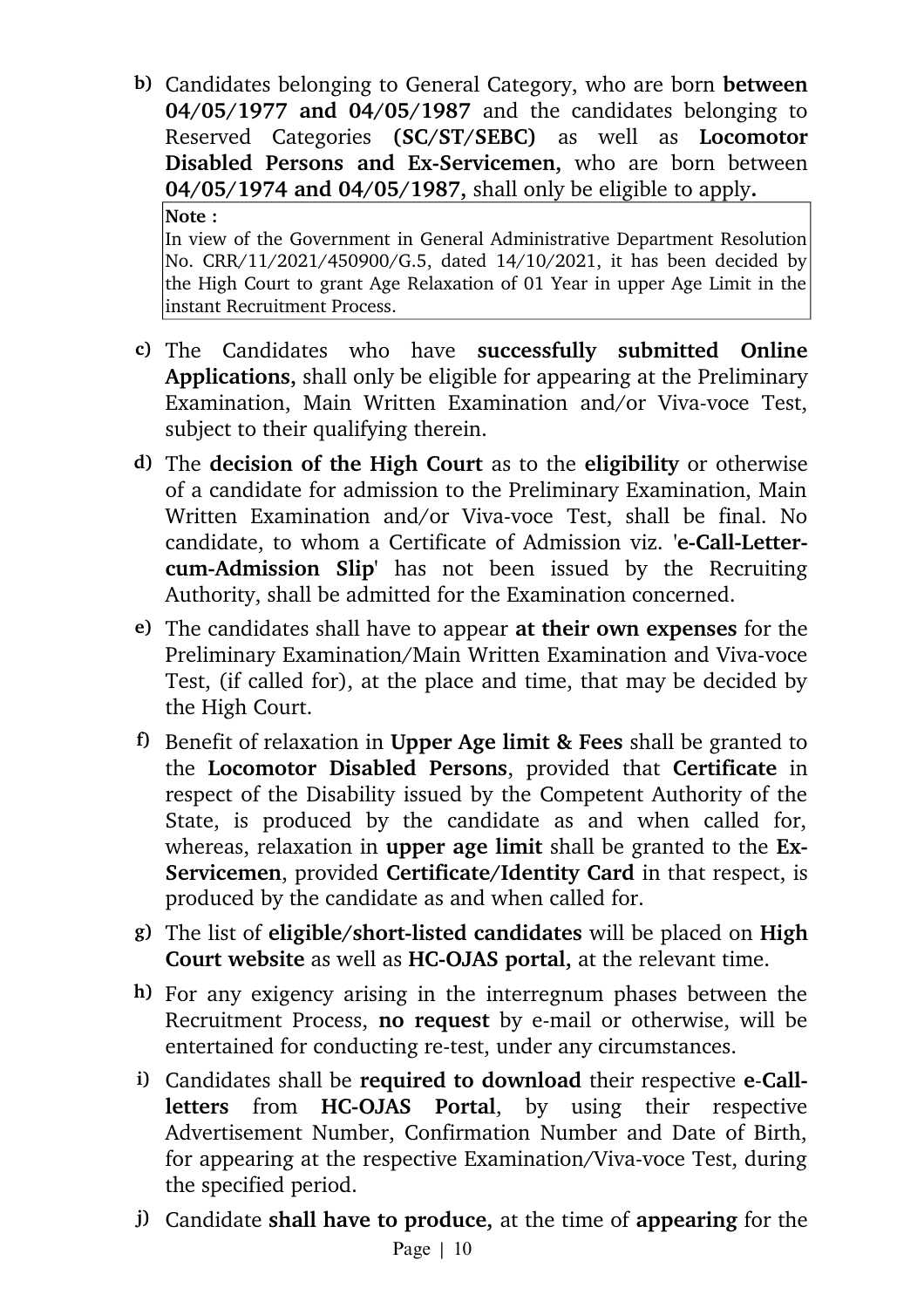b) Candidates belonging to General Category, who are born **between 04/05/1977 and 04/05/1987** and the candidates belonging to Reserved Categories **(SC/ST/SEBC)** as well as **Locomotor Disabled Persons and Ex-Servicemen,** who are born between **04/05/1974 and 04/05/1987,** shall only be eligible to apply**.**

> **Note :**
> In view of the Government in General Administrative Department Resolution No. CRR/11/2021/450900/G.5, dated 14/10/2021, it has been decided by the High Court to grant Age Relaxation of 01 Year in upper Age Limit in the instant Recruitment Process.

c) The Candidates who have **successfully submitted Online Applications,** shall only be eligible for appearing at the Preliminary Examination, Main Written Examination and/or Viva-voce Test, subject to their qualifying therein.

d) The **decision of the High Court** as to the **eligibility** or otherwise of a candidate for admission to the Preliminary Examination, Main Written Examination and/or Viva-voce Test, shall be final. No candidate, to whom a Certificate of Admission viz. '**e-Call-Letter-cum-Admission Slip**' has not been issued by the Recruiting Authority, shall be admitted for the Examination concerned.

e) The candidates shall have to appear **at their own expenses** for the Preliminary Examination/Main Written Examination and Viva-voce Test, (if called for), at the place and time, that may be decided by the High Court.

f) Benefit of relaxation in **Upper Age limit & Fees** shall be granted to the **Locomotor Disabled Persons**, provided that **Certificate** in respect of the Disability issued by the Competent Authority of the State, is produced by the candidate as and when called for, whereas, relaxation in **upper age limit** shall be granted to the **Ex-Servicemen**, provided **Certificate/Identity Card** in that respect, is produced by the candidate as and when called for.

g) The list of **eligible/short-listed candidates** will be placed on **High Court website** as well as **HC-OJAS portal,** at the relevant time.

h) For any exigency arising in the interregnum phases between the Recruitment Process, **no request** by e-mail or otherwise, will be entertained for conducting re-test, under any circumstances.

i) Candidates shall be **required to download** their respective **e-Call-letters** from **HC-OJAS Portal**, by using their respective Advertisement Number, Confirmation Number and Date of Birth, for appearing at the respective Examination/Viva-voce Test, during the specified period.

j) Candidate **shall have to produce,** at the time of **appearing** for the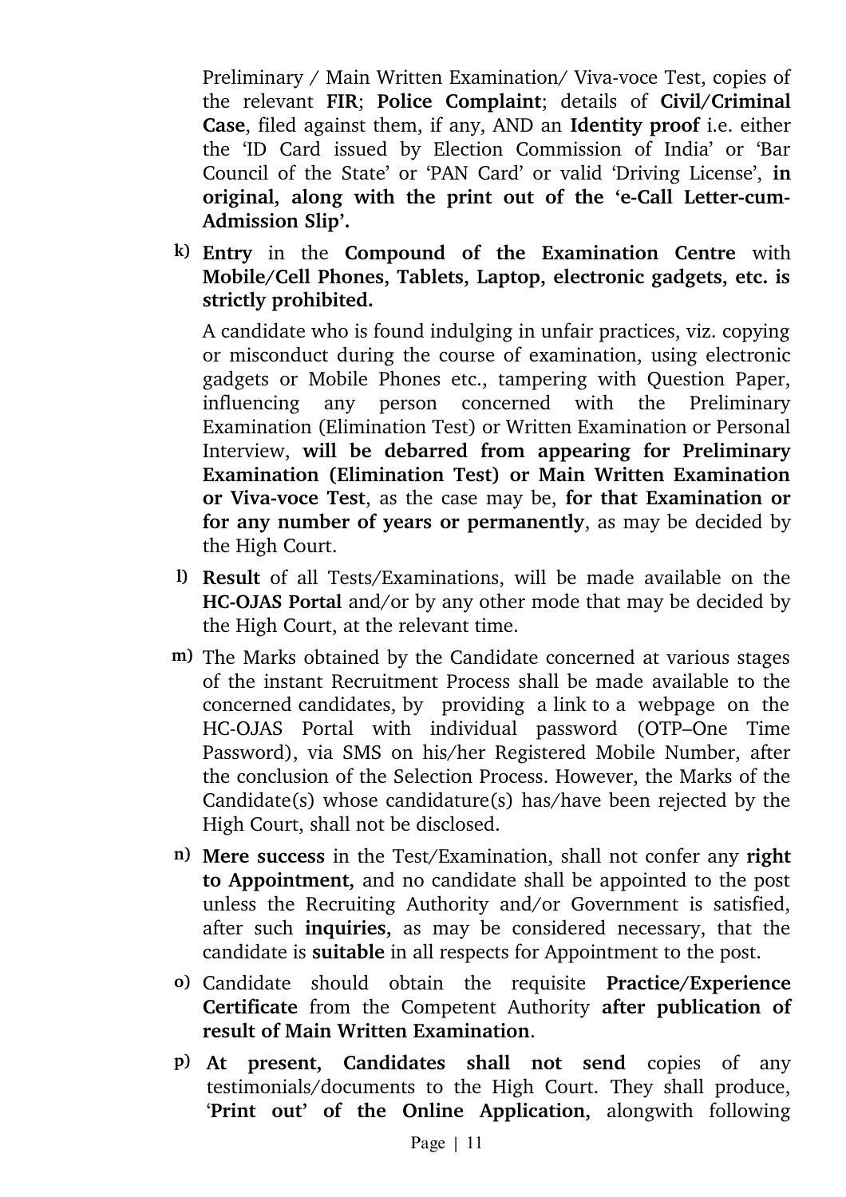Preliminary / Main Written Examination/ Viva-voce Test, copies of the relevant **FIR**; **Police Complaint**; details of **Civil/Criminal Case**, filed against them, if any, AND an **Identity proof** i.e. either the 'ID Card issued by Election Commission of India' or 'Bar Council of the State' or 'PAN Card' or valid 'Driving License', **in original, along with the print out of the 'e-Call Letter-cum-Admission Slip'.**

k) **Entry** in the **Compound of the Examination Centre** with **Mobile/Cell Phones, Tablets, Laptop, electronic gadgets, etc. is strictly prohibited.**

   A candidate who is found indulging in unfair practices, viz. copying or misconduct during the course of examination, using electronic gadgets or Mobile Phones etc., tampering with Question Paper, influencing any person concerned with the Preliminary Examination (Elimination Test) or Written Examination or Personal Interview, **will be debarred from appearing for Preliminary Examination (Elimination Test) or Main Written Examination or Viva-voce Test**, as the case may be, **for that Examination or for any number of years or permanently**, as may be decided by the High Court.

l) **Result** of all Tests/Examinations, will be made available on the **HC-OJAS Portal** and/or by any other mode that may be decided by the High Court, at the relevant time.

m) The Marks obtained by the Candidate concerned at various stages of the instant Recruitment Process shall be made available to the concerned candidates, by providing a link to a webpage on the HC-OJAS Portal with individual password (OTP–One Time Password), via SMS on his/her Registered Mobile Number, after the conclusion of the Selection Process. However, the Marks of the Candidate(s) whose candidature(s) has/have been rejected by the High Court, shall not be disclosed.

n) **Mere success** in the Test/Examination, shall not confer any **right to Appointment,** and no candidate shall be appointed to the post unless the Recruiting Authority and/or Government is satisfied, after such **inquiries,** as may be considered necessary, that the candidate is **suitable** in all respects for Appointment to the post.

o) Candidate should obtain the requisite **Practice/Experience Certificate** from the Competent Authority **after publication of result of Main Written Examination**.

p) **At present, Candidates shall not send** copies of any testimonials/documents to the High Court. They shall produce, '**Print out' of the Online Application,** alongwith following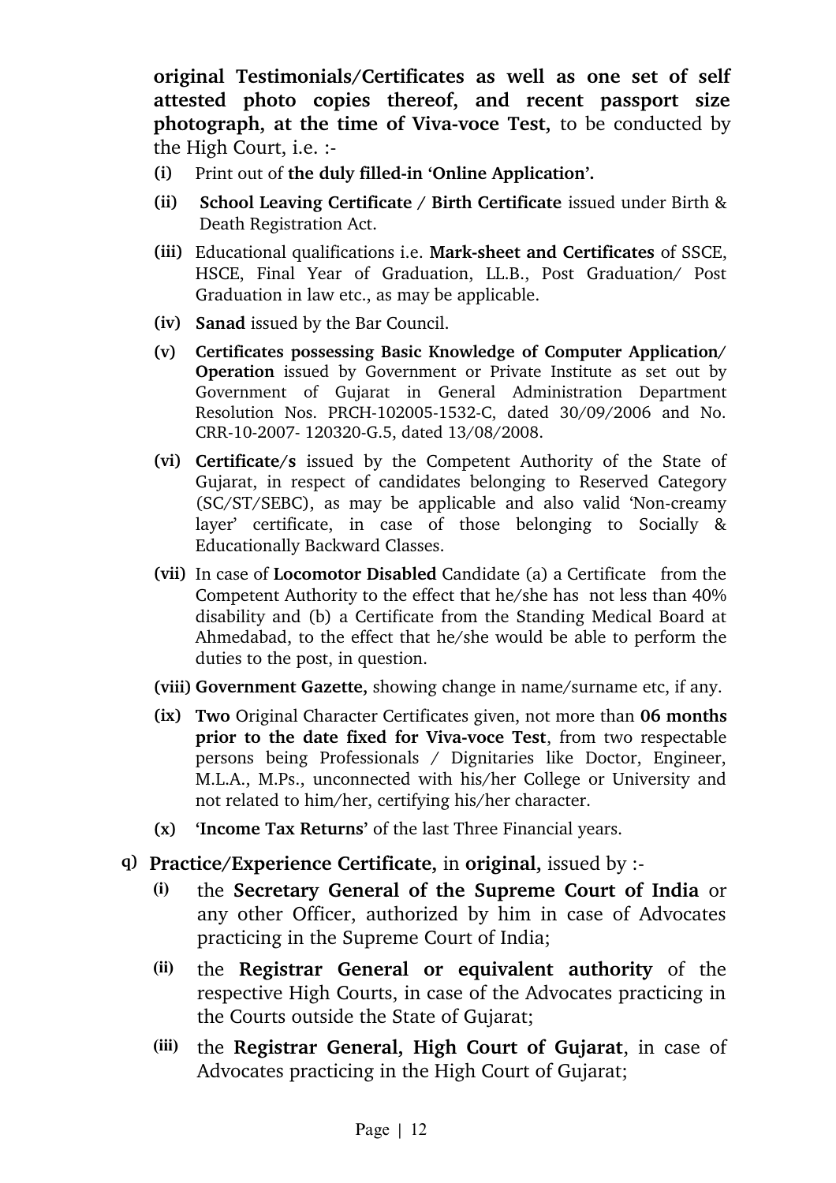**original Testimonials/Certificates as well as one set of self attested photo copies thereof, and recent passport size photograph, at the time of Viva-voce Test,** to be conducted by the High Court, i.e. :-

- **(i)** Print out of **the duly filled-in 'Online Application'.**
- **(ii)** **School Leaving Certificate / Birth Certificate** issued under Birth & Death Registration Act.
- **(iii)** Educational qualifications i.e. **Mark-sheet and Certificates** of SSCE, HSCE, Final Year of Graduation, LL.B., Post Graduation/ Post Graduation in law etc., as may be applicable.
- **(iv)** **Sanad** issued by the Bar Council.
- **(v)** **Certificates possessing Basic Knowledge of Computer Application/ Operation** issued by Government or Private Institute as set out by Government of Gujarat in General Administration Department Resolution Nos. PRCH-102005-1532-C, dated 30/09/2006 and No. CRR-10-2007- 120320-G.5, dated 13/08/2008.
- **(vi)** **Certificate/s** issued by the Competent Authority of the State of Gujarat, in respect of candidates belonging to Reserved Category (SC/ST/SEBC), as may be applicable and also valid 'Non-creamy layer' certificate, in case of those belonging to Socially & Educationally Backward Classes.
- **(vii)** In case of **Locomotor Disabled** Candidate (a) a Certificate from the Competent Authority to the effect that he/she has not less than 40% disability and (b) a Certificate from the Standing Medical Board at Ahmedabad, to the effect that he/she would be able to perform the duties to the post, in question.
- **(viii)** **Government Gazette,** showing change in name/surname etc, if any.
- **(ix)** **Two** Original Character Certificates given, not more than **06 months prior to the date fixed for Viva-voce Test**, from two respectable persons being Professionals / Dignitaries like Doctor, Engineer, M.L.A., M.Ps., unconnected with his/her College or University and not related to him/her, certifying his/her character.
- **(x)** **'Income Tax Returns'** of the last Three Financial years.

q) **Practice/Experience Certificate,** in **original,** issued by :-

- **(i)** the **Secretary General of the Supreme Court of India** or any other Officer, authorized by him in case of Advocates practicing in the Supreme Court of India;
- **(ii)** the **Registrar General or equivalent authority** of the respective High Courts, in case of the Advocates practicing in the Courts outside the State of Gujarat;
- **(iii)** the **Registrar General, High Court of Gujarat**, in case of Advocates practicing in the High Court of Gujarat;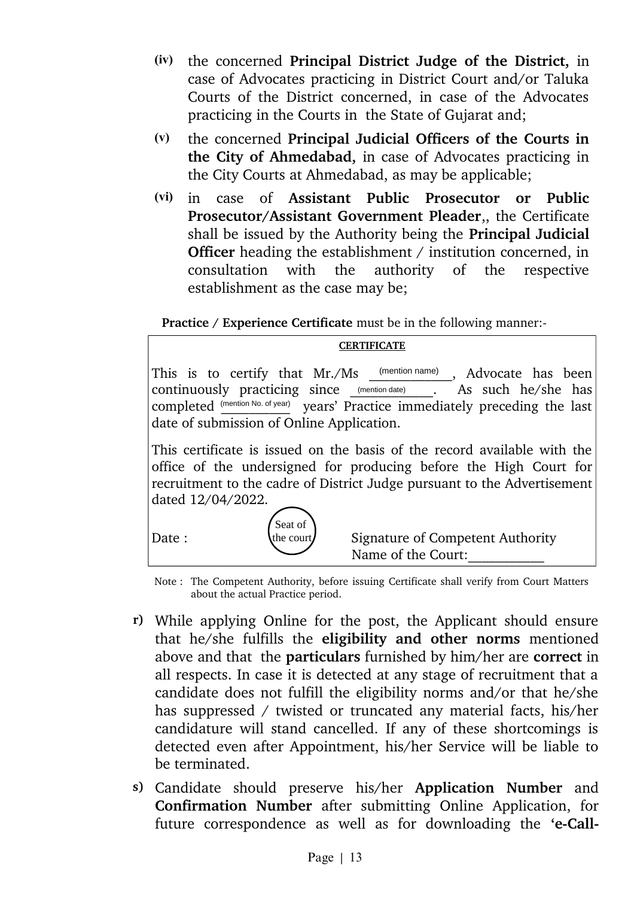(iv) the concerned **Principal District Judge of the District,** in case of Advocates practicing in District Court and/or Taluka Courts of the District concerned, in case of the Advocates practicing in the Courts in the State of Gujarat and;

(v) the concerned **Principal Judicial Officers of the Courts in the City of Ahmedabad,** in case of Advocates practicing in the City Courts at Ahmedabad, as may be applicable;

(vi) in case of **Assistant Public Prosecutor or Public Prosecutor/Assistant Government Pleader**,, the Certificate shall be issued by the Authority being the **Principal Judicial Officer** heading the establishment / institution concerned, in consultation with the authority of the respective establishment as the case may be;

**Practice / Experience Certificate** must be in the following manner:-

> **<u>CERTIFICATE</u>**
>
> This is to certify that Mr./Ms ___(mention name)___, Advocate has been continuously practicing since ___(mention date)___. As such he/she has completed ___(mention No. of year)___ years' Practice immediately preceding the last date of submission of Online Application.
>
> This certificate is issued on the basis of the record available with the office of the undersigned for producing before the High Court for recruitment to the cadre of District Judge pursuant to the Advertisement dated 12/04/2022.
>
> Date : (Seat of the court) Signature of Competent Authority
> Name of the Court:___________

Note : The Competent Authority, before issuing Certificate shall verify from Court Matters about the actual Practice period.

r) While applying Online for the post, the Applicant should ensure that he/she fulfills the **eligibility and other norms** mentioned above and that the **particulars** furnished by him/her are **correct** in all respects. In case it is detected at any stage of recruitment that a candidate does not fulfill the eligibility norms and/or that he/she has suppressed / twisted or truncated any material facts, his/her candidature will stand cancelled. If any of these shortcomings is detected even after Appointment, his/her Service will be liable to be terminated.

s) Candidate should preserve his/her **Application Number** and **Confirmation Number** after submitting Online Application, for future correspondence as well as for downloading the **'e-Call-**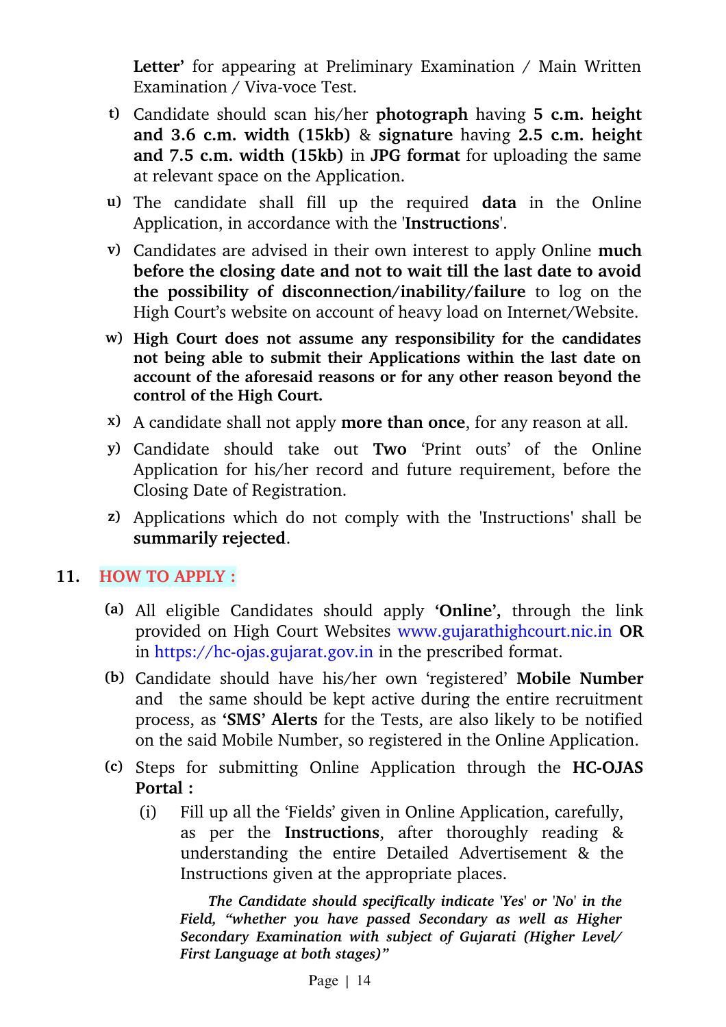**Letter'** for appearing at Preliminary Examination / Main Written Examination / Viva-voce Test.

t) Candidate should scan his/her **photograph** having **5 c.m. height and 3.6 c.m. width (15kb)** & **signature** having **2.5 c.m. height and 7.5 c.m. width (15kb)** in **JPG format** for uploading the same at relevant space on the Application.

u) The candidate shall fill up the required **data** in the Online Application, in accordance with the '**Instructions**'.

v) Candidates are advised in their own interest to apply Online **much before the closing date and not to wait till the last date to avoid the possibility of disconnection/inability/failure** to log on the High Court's website on account of heavy load on Internet/Website.

w) **High Court does not assume any responsibility for the candidates not being able to submit their Applications within the last date on account of the aforesaid reasons or for any other reason beyond the control of the High Court.**

x) A candidate shall not apply **more than once**, for any reason at all.

y) Candidate should take out **Two** 'Print outs' of the Online Application for his/her record and future requirement, before the Closing Date of Registration.

z) Applications which do not comply with the 'Instructions' shall be **summarily rejected**.

## 11. HOW TO APPLY :

(a) All eligible Candidates should apply **'Online',** through the link provided on High Court Websites www.gujarathighcourt.nic.in **OR** in https://hc-ojas.gujarat.gov.in in the prescribed format.

(b) Candidate should have his/her own 'registered' **Mobile Number** and the same should be kept active during the entire recruitment process, as **'SMS' Alerts** for the Tests, are also likely to be notified on the said Mobile Number, so registered in the Online Application.

(c) Steps for submitting Online Application through the **HC-OJAS Portal :**

(i) Fill up all the 'Fields' given in Online Application, carefully, as per the **Instructions**, after thoroughly reading & understanding the entire Detailed Advertisement & the Instructions given at the appropriate places.

***The Candidate should specifically indicate 'Yes' or 'No' in the Field, "whether you have passed Secondary as well as Higher Secondary Examination with subject of Gujarati (Higher Level/ First Language at both stages)"***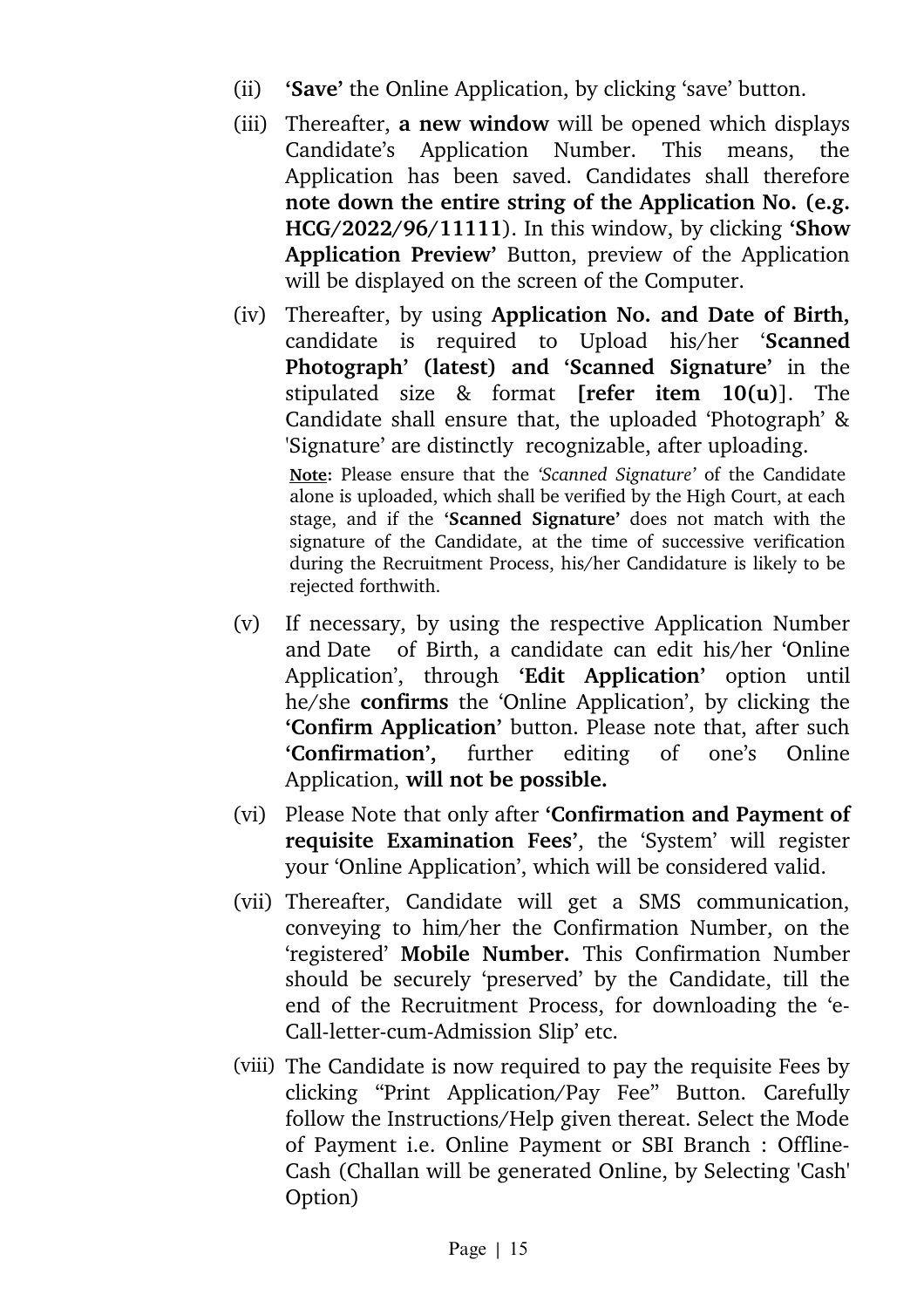(ii) **'Save'** the Online Application, by clicking 'save' button.

(iii) Thereafter, **a new window** will be opened which displays Candidate's Application Number. This means, the Application has been saved. Candidates shall therefore **note down the entire string of the Application No. (e.g. HCG/2022/96/11111**). In this window, by clicking **'Show Application Preview'** Button, preview of the Application will be displayed on the screen of the Computer.

(iv) Thereafter, by using **Application No. and Date of Birth,** candidate is required to Upload his/her '**Scanned Photograph' (latest) and 'Scanned Signature'** in the stipulated size & format **[refer item 10(u)**]. The Candidate shall ensure that, the uploaded 'Photograph' & 'Signature' are distinctly recognizable, after uploading.

**<u>Note</u>:** Please ensure that the *'Scanned Signature'* of the Candidate alone is uploaded, which shall be verified by the High Court, at each stage, and if the **'Scanned Signature'** does not match with the signature of the Candidate, at the time of successive verification during the Recruitment Process, his/her Candidature is likely to be rejected forthwith.

(v) If necessary, by using the respective Application Number and Date of Birth, a candidate can edit his/her 'Online Application', through **'Edit Application'** option until he/she **confirms** the 'Online Application', by clicking the **'Confirm Application'** button. Please note that, after such **'Confirmation',** further editing of one's Online Application, **will not be possible.**

(vi) Please Note that only after **'Confirmation and Payment of requisite Examination Fees'**, the 'System' will register your 'Online Application', which will be considered valid.

(vii) Thereafter, Candidate will get a SMS communication, conveying to him/her the Confirmation Number, on the 'registered' **Mobile Number.** This Confirmation Number should be securely 'preserved' by the Candidate, till the end of the Recruitment Process, for downloading the 'e-Call-letter-cum-Admission Slip' etc.

(viii) The Candidate is now required to pay the requisite Fees by clicking "Print Application/Pay Fee" Button. Carefully follow the Instructions/Help given thereat. Select the Mode of Payment i.e. Online Payment or SBI Branch : Offline-Cash (Challan will be generated Online, by Selecting 'Cash' Option)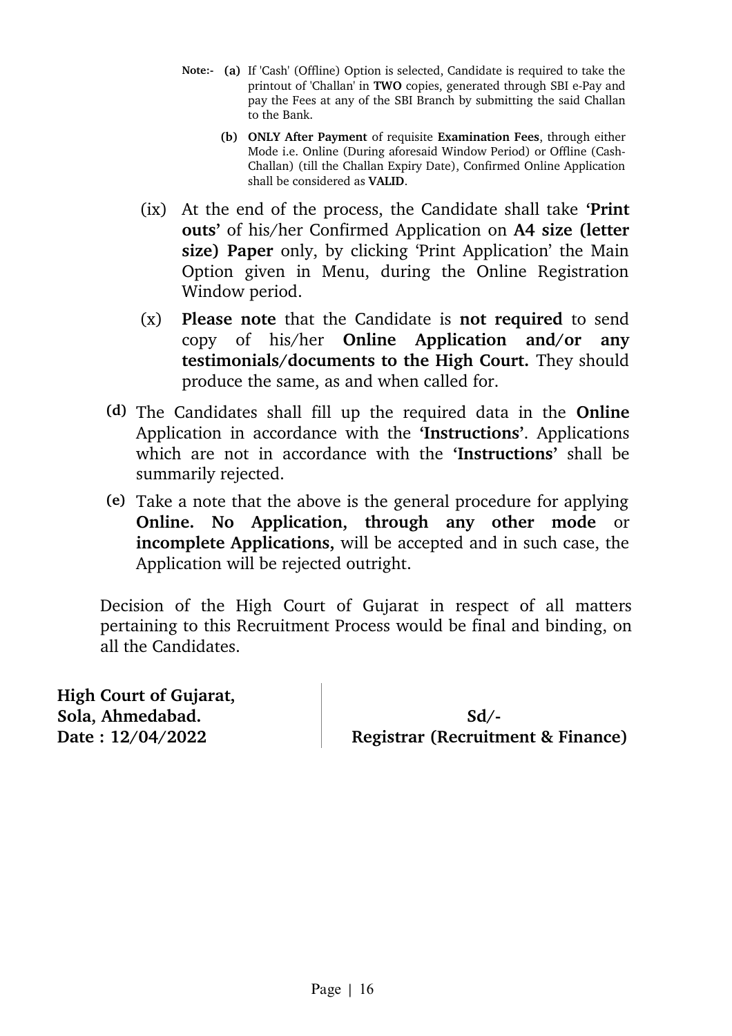**Note:-** **(a)** If 'Cash' (Offline) Option is selected, Candidate is required to take the printout of 'Challan' in **TWO** copies, generated through SBI e-Pay and pay the Fees at any of the SBI Branch by submitting the said Challan to the Bank.

**(b)** **ONLY After Payment** of requisite **Examination Fees**, through either Mode i.e. Online (During aforesaid Window Period) or Offline (Cash-Challan) (till the Challan Expiry Date), Confirmed Online Application shall be considered as **VALID**.

(ix) At the end of the process, the Candidate shall take **'Print outs'** of his/her Confirmed Application on **A4 size (letter size) Paper** only, by clicking 'Print Application' the Main Option given in Menu, during the Online Registration Window period.

(x) **Please note** that the Candidate is **not required** to send copy of his/her **Online Application and/or any testimonials/documents to the High Court.** They should produce the same, as and when called for.

**(d)** The Candidates shall fill up the required data in the **Online** Application in accordance with the **'Instructions'**. Applications which are not in accordance with the **'Instructions'** shall be summarily rejected.

**(e)** Take a note that the above is the general procedure for applying **Online. No Application, through any other mode** or **incomplete Applications,** will be accepted and in such case, the Application will be rejected outright.

Decision of the High Court of Gujarat in respect of all matters pertaining to this Recruitment Process would be final and binding, on all the Candidates.

| | |
|---|---|
| **High Court of Gujarat,** | |
| **Sola, Ahmedabad.** | **Sd/-** |
| **Date : 12/04/2022** | **Registrar (Recruitment & Finance)** |